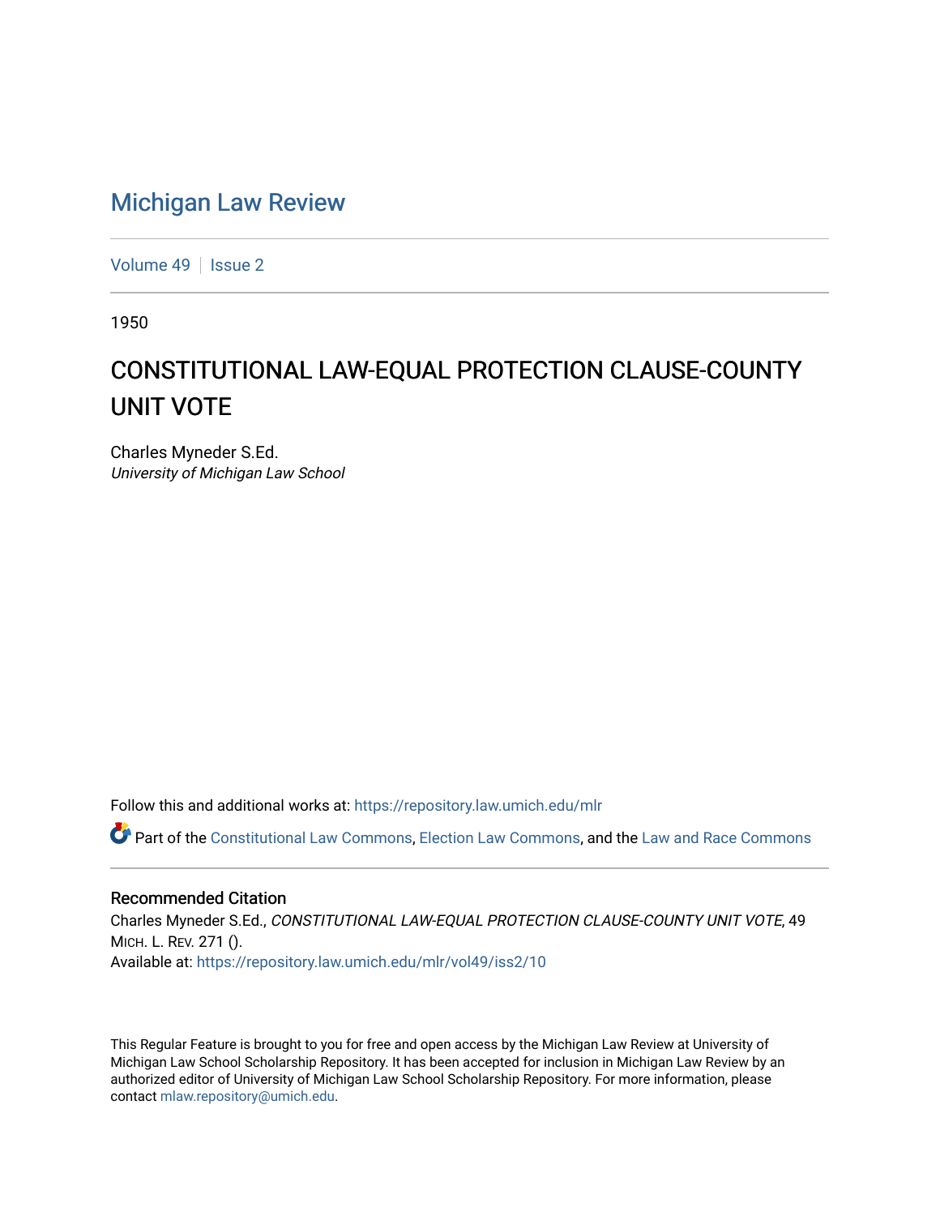# Michigan Law Review

Volume 49 | Issue 2

1950

## CONSTITUTIONAL LAW-EQUAL PROTECTION CLAUSE-COUNTY UNIT VOTE

Charles Myneder S.Ed.
*University of Michigan Law School*

Follow this and additional works at: https://repository.law.umich.edu/mlr

Part of the Constitutional Law Commons, Election Law Commons, and the Law and Race Commons

### Recommended Citation

Charles Myneder S.Ed., *CONSTITUTIONAL LAW-EQUAL PROTECTION CLAUSE-COUNTY UNIT VOTE*, 49 MICH. L. REV. 271 ().
Available at: https://repository.law.umich.edu/mlr/vol49/iss2/10

This Regular Feature is brought to you for free and open access by the Michigan Law Review at University of Michigan Law School Scholarship Repository. It has been accepted for inclusion in Michigan Law Review by an authorized editor of University of Michigan Law School Scholarship Repository. For more information, please contact mlaw.repository@umich.edu.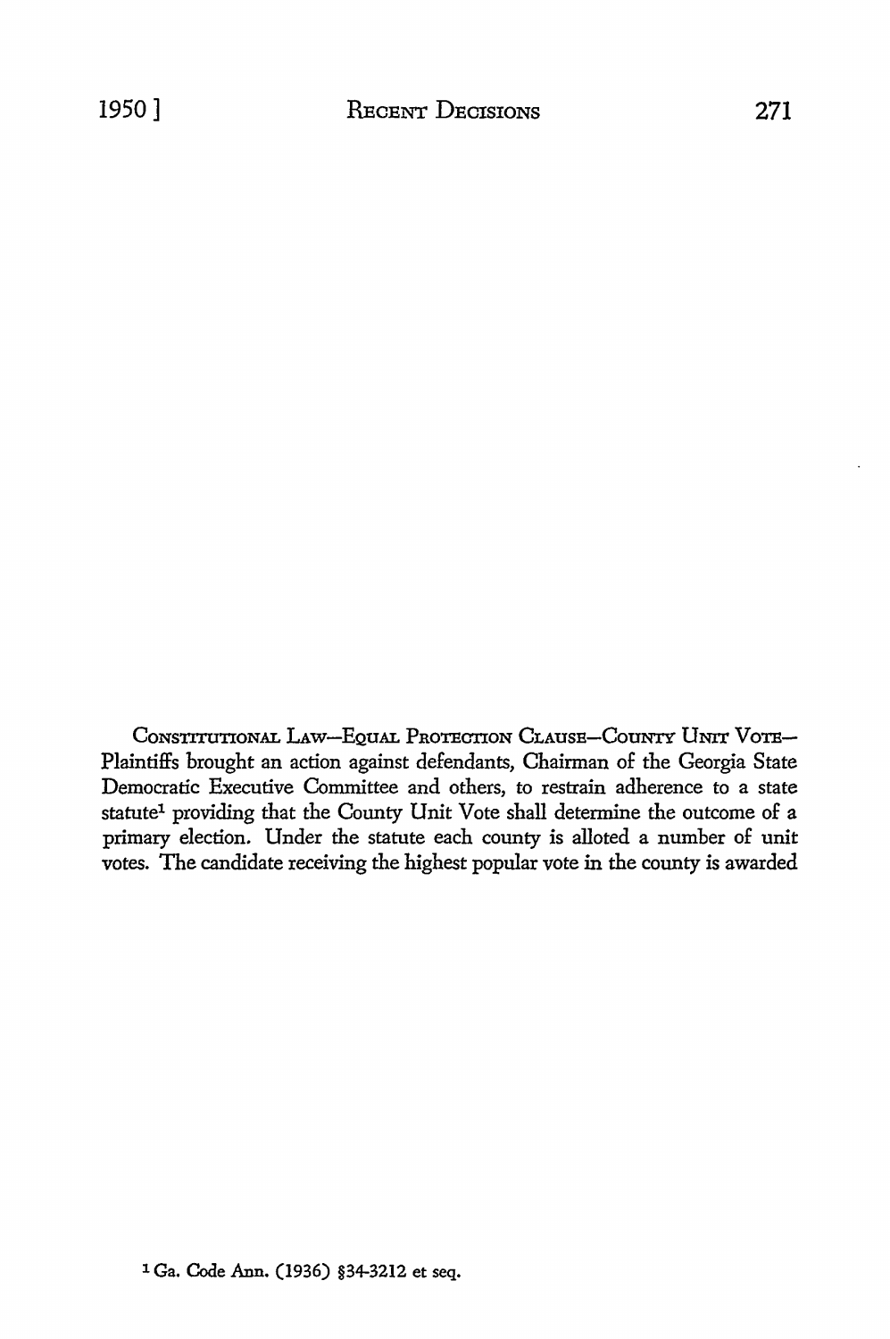CONSTITUTIONAL LAW—EQUAL PROTECTION CLAUSE—COUNTY UNIT VOTE— Plaintiffs brought an action against defendants, Chairman of the Georgia State Democratic Executive Committee and others, to restrain adherence to a state statute[1] providing that the County Unit Vote shall determine the outcome of a primary election. Under the statute each county is alloted a number of unit votes. The candidate receiving the highest popular vote in the county is awarded

[1] Ga. Code Ann. (1936) §34-3212 et seq.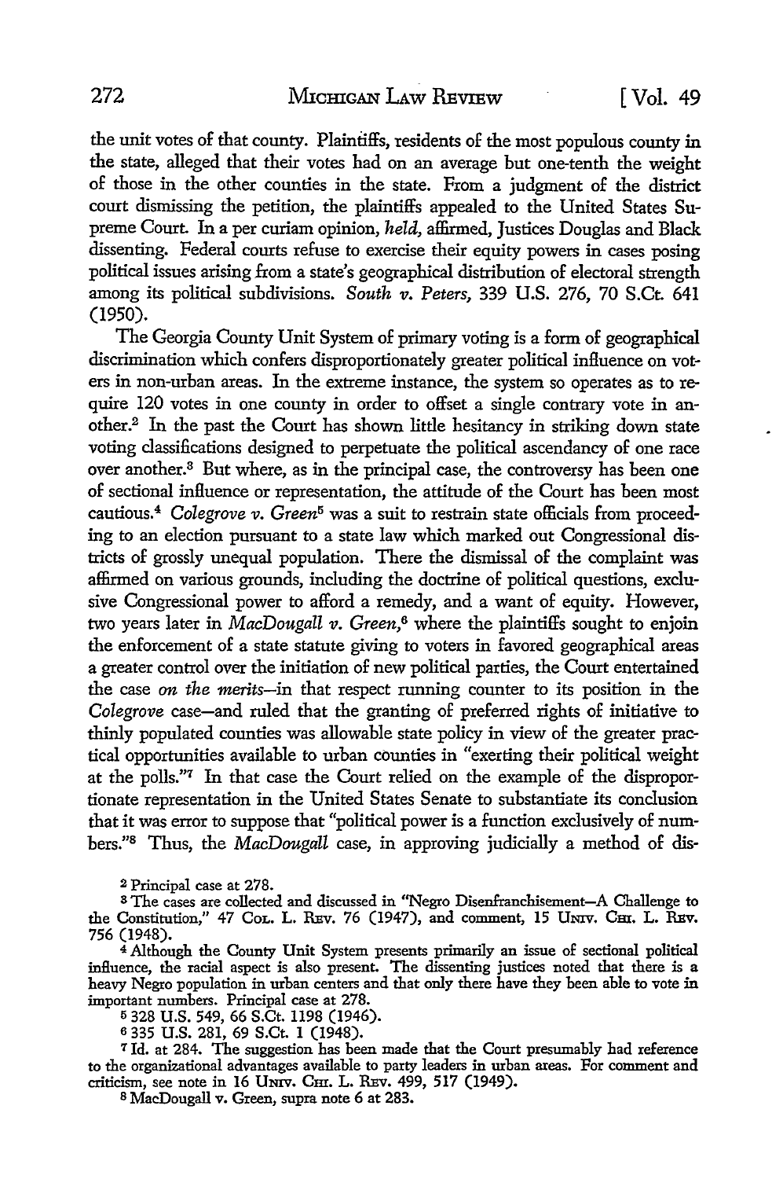the unit votes of that county. Plaintiffs, residents of the most populous county in the state, alleged that their votes had on an average but one-tenth the weight of those in the other counties in the state. From a judgment of the district court dismissing the petition, the plaintiffs appealed to the United States Supreme Court. In a per curiam opinion, *held,* affirmed, Justices Douglas and Black dissenting. Federal courts refuse to exercise their equity powers in cases posing political issues arising from a state's geographical distribution of electoral strength among its political subdivisions. *South v. Peters,* 339 U.S. 276, 70 S.Ct. 641 (1950).

The Georgia County Unit System of primary voting is a form of geographical discrimination which confers disproportionately greater political influence on voters in non-urban areas. In the extreme instance, the system so operates as to require 120 votes in one county in order to offset a single contrary vote in another.[2] In the past the Court has shown little hesitancy in striking down state voting classifications designed to perpetuate the political ascendancy of one race over another.[3] But where, as in the principal case, the controversy has been one of sectional influence or representation, the attitude of the Court has been most cautious.[4] *Colegrove v. Green*[5] was a suit to restrain state officials from proceeding to an election pursuant to a state law which marked out Congressional districts of grossly unequal population. There the dismissal of the complaint was affirmed on various grounds, including the doctrine of political questions, exclusive Congressional power to afford a remedy, and a want of equity. However, two years later in *MacDougall v. Green,*[6] where the plaintiffs sought to enjoin the enforcement of a state statute giving to voters in favored geographical areas a greater control over the initiation of new political parties, the Court entertained the case *on the merits*—in that respect running counter to its position in the *Colegrove* case—and ruled that the granting of preferred rights of initiative to thinly populated counties was allowable state policy in view of the greater practical opportunities available to urban counties in "exerting their political weight at the polls."[7] In that case the Court relied on the example of the disproportionate representation in the United States Senate to substantiate its conclusion that it was error to suppose that "political power is a function exclusively of numbers."[8] Thus, the *MacDougall* case, in approving judicially a method of dis-

[2] Principal case at 278.

[3] The cases are collected and discussed in "Negro Disenfranchisement—A Challenge to the Constitution," 47 Col. L. Rev. 76 (1947), and comment, 15 Univ. Chi. L. Rev. 756 (1948).

[4] Although the County Unit System presents primarily an issue of sectional political influence, the racial aspect is also present. The dissenting justices noted that there is a heavy Negro population in urban centers and that only there have they been able to vote in important numbers. Principal case at 278.

[5] 328 U.S. 549, 66 S.Ct. 1198 (1946).

[6] 335 U.S. 281, 69 S.Ct. 1 (1948).

[7] Id. at 284. The suggestion has been made that the Court presumably had reference to the organizational advantages available to party leaders in urban areas. For comment and criticism, see note in 16 Univ. Chi. L. Rev. 499, 517 (1949).

[8] MacDougall v. Green, supra note 6 at 283.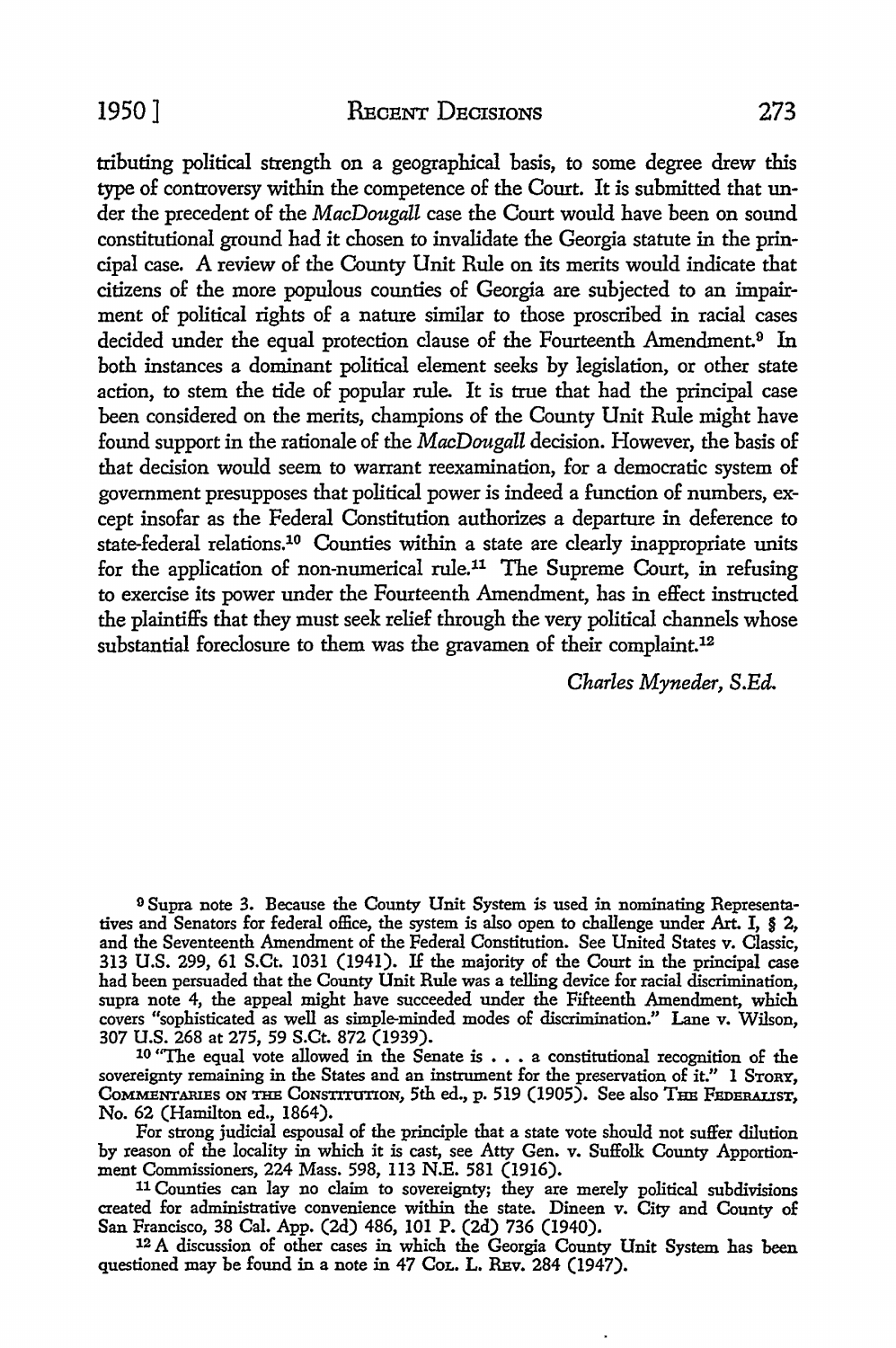tributing political strength on a geographical basis, to some degree drew this type of controversy within the competence of the Court. It is submitted that under the precedent of the *MacDougall* case the Court would have been on sound constitutional ground had it chosen to invalidate the Georgia statute in the principal case. A review of the County Unit Rule on its merits would indicate that citizens of the more populous counties of Georgia are subjected to an impairment of political rights of a nature similar to those proscribed in racial cases decided under the equal protection clause of the Fourteenth Amendment.[9] In both instances a dominant political element seeks by legislation, or other state action, to stem the tide of popular rule. It is true that had the principal case been considered on the merits, champions of the County Unit Rule might have found support in the rationale of the *MacDougall* decision. However, the basis of that decision would seem to warrant reexamination, for a democratic system of government presupposes that political power is indeed a function of numbers, except insofar as the Federal Constitution authorizes a departure in deference to state-federal relations.[10] Counties within a state are clearly inappropriate units for the application of non-numerical rule.[11] The Supreme Court, in refusing to exercise its power under the Fourteenth Amendment, has in effect instructed the plaintiffs that they must seek relief through the very political channels whose substantial foreclosure to them was the gravamen of their complaint.[12]

*Charles Myneder, S.Ed.*

---

[9] Supra note 3. Because the County Unit System is used in nominating Representatives and Senators for federal office, the system is also open to challenge under Art. I, § 2, and the Seventeenth Amendment of the Federal Constitution. See United States v. Classic, 313 U.S. 299, 61 S.Ct. 1031 (1941). If the majority of the Court in the principal case had been persuaded that the County Unit Rule was a telling device for racial discrimination, supra note 4, the appeal might have succeeded under the Fifteenth Amendment, which covers "sophisticated as well as simple-minded modes of discrimination." Lane v. Wilson, 307 U.S. 268 at 275, 59 S.Ct. 872 (1939).

[10] "The equal vote allowed in the Senate is . . . a constitutional recognition of the sovereignty remaining in the States and an instrument for the preservation of it." 1 STORY, COMMENTARIES ON THE CONSTITUTION, 5th ed., p. 519 (1905). See also THE FEDERALIST, No. 62 (Hamilton ed., 1864).

For strong judicial espousal of the principle that a state vote should not suffer dilution by reason of the locality in which it is cast, see Atty Gen. v. Suffolk County Apportionment Commissioners, 224 Mass. 598, 113 N.E. 581 (1916).

[11] Counties can lay no claim to sovereignty; they are merely political subdivisions created for administrative convenience within the state. Dineen v. City and County of San Francisco, 38 Cal. App. (2d) 486, 101 P. (2d) 736 (1940).

[12] A discussion of other cases in which the Georgia County Unit System has been questioned may be found in a note in 47 COL. L. REV. 284 (1947).